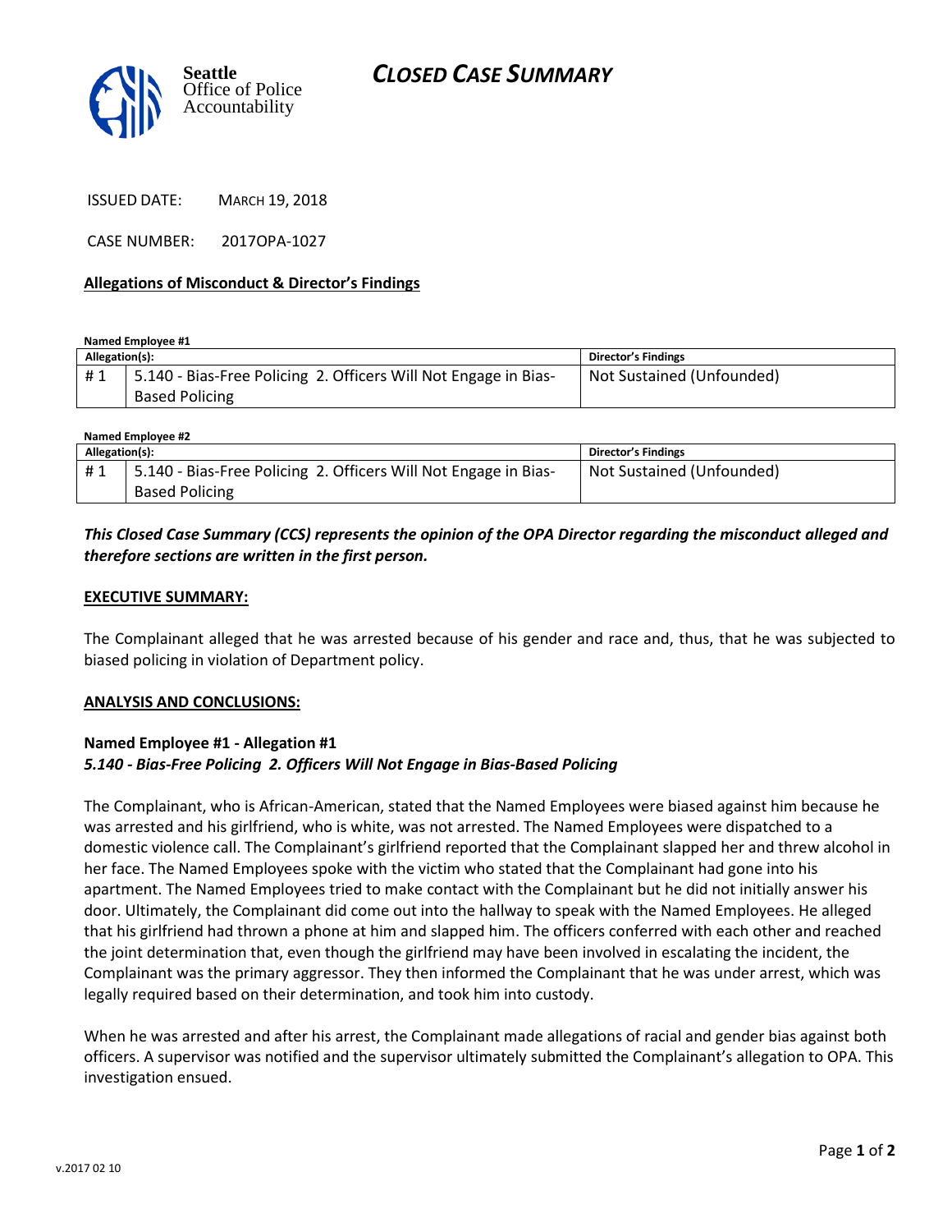Seattle
Office of Police
Accountability

# CLOSED CASE SUMMARY

ISSUED DATE: MARCH 19, 2018

CASE NUMBER: 2017OPA-1027

**Allegations of Misconduct & Director's Findings**

**Named Employee #1**

| Allegation(s): | | Director's Findings |
|---|---|---|
| # 1 | 5.140 - Bias-Free Policing 2. Officers Will Not Engage in Bias-Based Policing | Not Sustained (Unfounded) |

**Named Employee #2**

| Allegation(s): | | Director's Findings |
|---|---|---|
| # 1 | 5.140 - Bias-Free Policing 2. Officers Will Not Engage in Bias-Based Policing | Not Sustained (Unfounded) |

***This Closed Case Summary (CCS) represents the opinion of the OPA Director regarding the misconduct alleged and therefore sections are written in the first person.***

**EXECUTIVE SUMMARY:**

The Complainant alleged that he was arrested because of his gender and race and, thus, that he was subjected to biased policing in violation of Department policy.

**ANALYSIS AND CONCLUSIONS:**

**Named Employee #1 - Allegation #1**
***5.140 - Bias-Free Policing 2. Officers Will Not Engage in Bias-Based Policing***

The Complainant, who is African-American, stated that the Named Employees were biased against him because he was arrested and his girlfriend, who is white, was not arrested. The Named Employees were dispatched to a domestic violence call. The Complainant's girlfriend reported that the Complainant slapped her and threw alcohol in her face. The Named Employees spoke with the victim who stated that the Complainant had gone into his apartment. The Named Employees tried to make contact with the Complainant but he did not initially answer his door. Ultimately, the Complainant did come out into the hallway to speak with the Named Employees. He alleged that his girlfriend had thrown a phone at him and slapped him. The officers conferred with each other and reached the joint determination that, even though the girlfriend may have been involved in escalating the incident, the Complainant was the primary aggressor. They then informed the Complainant that he was under arrest, which was legally required based on their determination, and took him into custody.

When he was arrested and after his arrest, the Complainant made allegations of racial and gender bias against both officers. A supervisor was notified and the supervisor ultimately submitted the Complainant's allegation to OPA. This investigation ensued.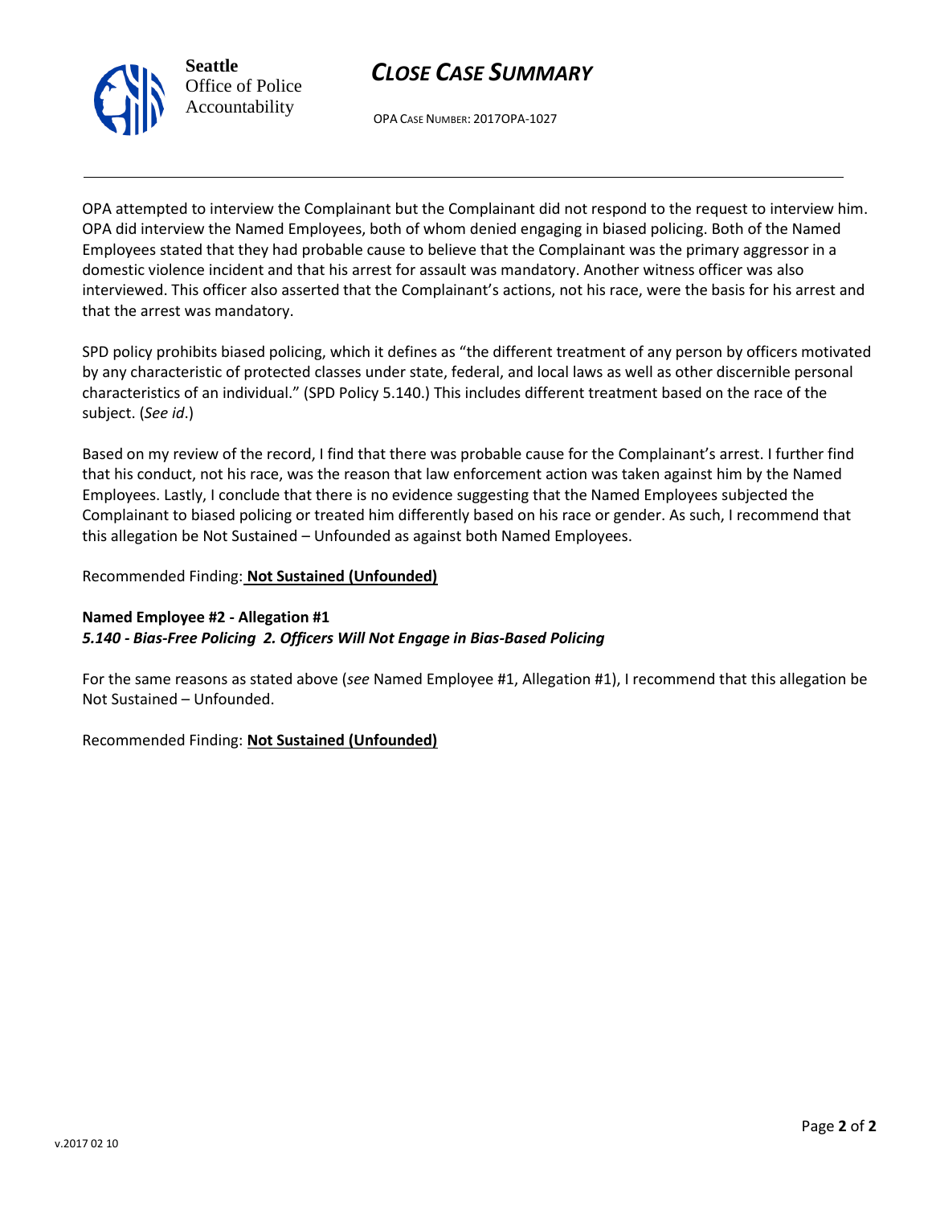OPA attempted to interview the Complainant but the Complainant did not respond to the request to interview him. OPA did interview the Named Employees, both of whom denied engaging in biased policing. Both of the Named Employees stated that they had probable cause to believe that the Complainant was the primary aggressor in a domestic violence incident and that his arrest for assault was mandatory. Another witness officer was also interviewed. This officer also asserted that the Complainant's actions, not his race, were the basis for his arrest and that the arrest was mandatory.

SPD policy prohibits biased policing, which it defines as "the different treatment of any person by officers motivated by any characteristic of protected classes under state, federal, and local laws as well as other discernible personal characteristics of an individual." (SPD Policy 5.140.) This includes different treatment based on the race of the subject. (*See id*.)

Based on my review of the record, I find that there was probable cause for the Complainant's arrest. I further find that his conduct, not his race, was the reason that law enforcement action was taken against him by the Named Employees. Lastly, I conclude that there is no evidence suggesting that the Named Employees subjected the Complainant to biased policing or treated him differently based on his race or gender. As such, I recommend that this allegation be Not Sustained – Unfounded as against both Named Employees.

Recommended Finding: **Not Sustained (Unfounded)**

**Named Employee #2 - Allegation #1**
***5.140 - Bias-Free Policing 2. Officers Will Not Engage in Bias-Based Policing***

For the same reasons as stated above (*see* Named Employee #1, Allegation #1), I recommend that this allegation be Not Sustained – Unfounded.

Recommended Finding: **Not Sustained (Unfounded)**